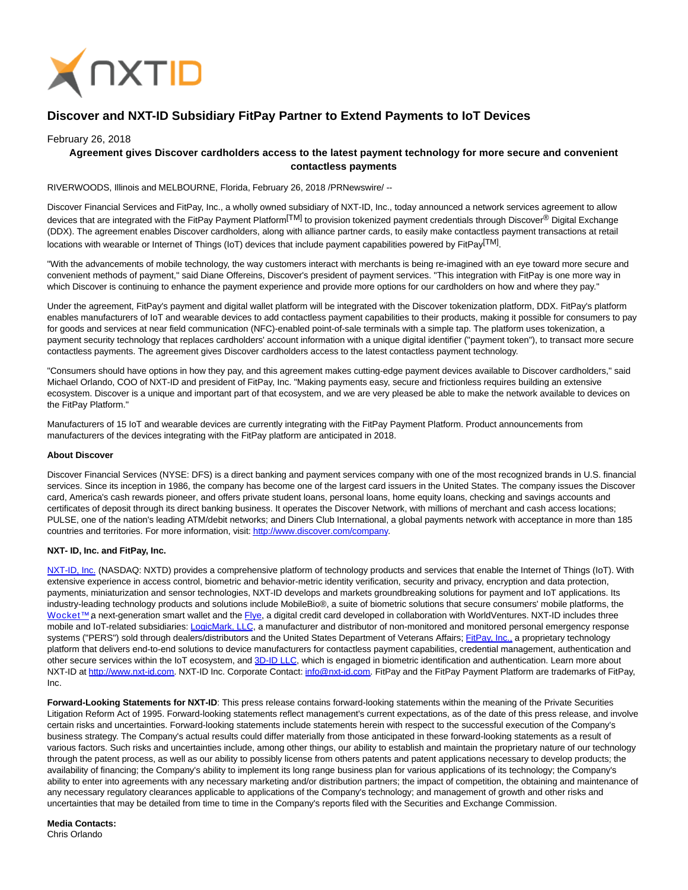# Discover and NXT-ID Subsidiary FitPay Partner to Extend Payments to IoT Devices

February 26, 2018

**Agreement gives Discover cardholders access to the latest payment technology for more secure and convenient contactless payments**

RIVERWOODS, Illinois and MELBOURNE, Florida, February 26, 2018 /PRNewswire/ --

Discover Financial Services and FitPay, Inc., a wholly owned subsidiary of NXT-ID, Inc., today announced a network services agreement to allow devices that are integrated with the FitPay Payment Platform[TM] to provision tokenized payment credentials through Discover® Digital Exchange (DDX). The agreement enables Discover cardholders, along with alliance partner cards, to easily make contactless payment transactions at retail locations with wearable or Internet of Things (IoT) devices that include payment capabilities powered by FitPay[TM].

"With the advancements of mobile technology, the way customers interact with merchants is being re-imagined with an eye toward more secure and convenient methods of payment," said Diane Offereins, Discover's president of payment services. "This integration with FitPay is one more way in which Discover is continuing to enhance the payment experience and provide more options for our cardholders on how and where they pay."

Under the agreement, FitPay's payment and digital wallet platform will be integrated with the Discover tokenization platform, DDX. FitPay's platform enables manufacturers of IoT and wearable devices to add contactless payment capabilities to their products, making it possible for consumers to pay for goods and services at near field communication (NFC)-enabled point-of-sale terminals with a simple tap. The platform uses tokenization, a payment security technology that replaces cardholders' account information with a unique digital identifier ("payment token"), to transact more secure contactless payments. The agreement gives Discover cardholders access to the latest contactless payment technology.

"Consumers should have options in how they pay, and this agreement makes cutting-edge payment devices available to Discover cardholders," said Michael Orlando, COO of NXT-ID and president of FitPay, Inc. "Making payments easy, secure and frictionless requires building an extensive ecosystem. Discover is a unique and important part of that ecosystem, and we are very pleased be able to make the network available to devices on the FitPay Platform."

Manufacturers of 15 IoT and wearable devices are currently integrating with the FitPay Payment Platform. Product announcements from manufacturers of the devices integrating with the FitPay platform are anticipated in 2018.

**About Discover**

Discover Financial Services (NYSE: DFS) is a direct banking and payment services company with one of the most recognized brands in U.S. financial services. Since its inception in 1986, the company has become one of the largest card issuers in the United States. The company issues the Discover card, America's cash rewards pioneer, and offers private student loans, personal loans, home equity loans, checking and savings accounts and certificates of deposit through its direct banking business. It operates the Discover Network, with millions of merchant and cash access locations; PULSE, one of the nation's leading ATM/debit networks; and Diners Club International, a global payments network with acceptance in more than 185 countries and territories. For more information, visit: http://www.discover.com/company.

**NXT- ID, Inc. and FitPay, Inc.**

NXT-ID, Inc. (NASDAQ: NXTD) provides a comprehensive platform of technology products and services that enable the Internet of Things (IoT). With extensive experience in access control, biometric and behavior-metric identity verification, security and privacy, encryption and data protection, payments, miniaturization and sensor technologies, NXT-ID develops and markets groundbreaking solutions for payment and IoT applications. Its industry-leading technology products and solutions include MobileBio®, a suite of biometric solutions that secure consumers' mobile platforms, the Wocket™ a next-generation smart wallet and the Flye, a digital credit card developed in collaboration with WorldVentures. NXT-ID includes three mobile and IoT-related subsidiaries: LogicMark, LLC, a manufacturer and distributor of non-monitored and monitored personal emergency response systems ("PERS") sold through dealers/distributors and the United States Department of Veterans Affairs; FitPay, Inc., a proprietary technology platform that delivers end-to-end solutions to device manufacturers for contactless payment capabilities, credential management, authentication and other secure services within the IoT ecosystem, and 3D-ID LLC, which is engaged in biometric identification and authentication. Learn more about NXT-ID at http://www.nxt-id.com. NXT-ID Inc. Corporate Contact: info@nxt-id.com. FitPay and the FitPay Payment Platform are trademarks of FitPay, Inc.

**Forward-Looking Statements for NXT-ID**: This press release contains forward-looking statements within the meaning of the Private Securities Litigation Reform Act of 1995. Forward-looking statements reflect management's current expectations, as of the date of this press release, and involve certain risks and uncertainties. Forward-looking statements include statements herein with respect to the successful execution of the Company's business strategy. The Company's actual results could differ materially from those anticipated in these forward-looking statements as a result of various factors. Such risks and uncertainties include, among other things, our ability to establish and maintain the proprietary nature of our technology through the patent process, as well as our ability to possibly license from others patents and patent applications necessary to develop products; the availability of financing; the Company's ability to implement its long range business plan for various applications of its technology; the Company's ability to enter into agreements with any necessary marketing and/or distribution partners; the impact of competition, the obtaining and maintenance of any necessary regulatory clearances applicable to applications of the Company's technology; and management of growth and other risks and uncertainties that may be detailed from time to time in the Company's reports filed with the Securities and Exchange Commission.

**Media Contacts:**
Chris Orlando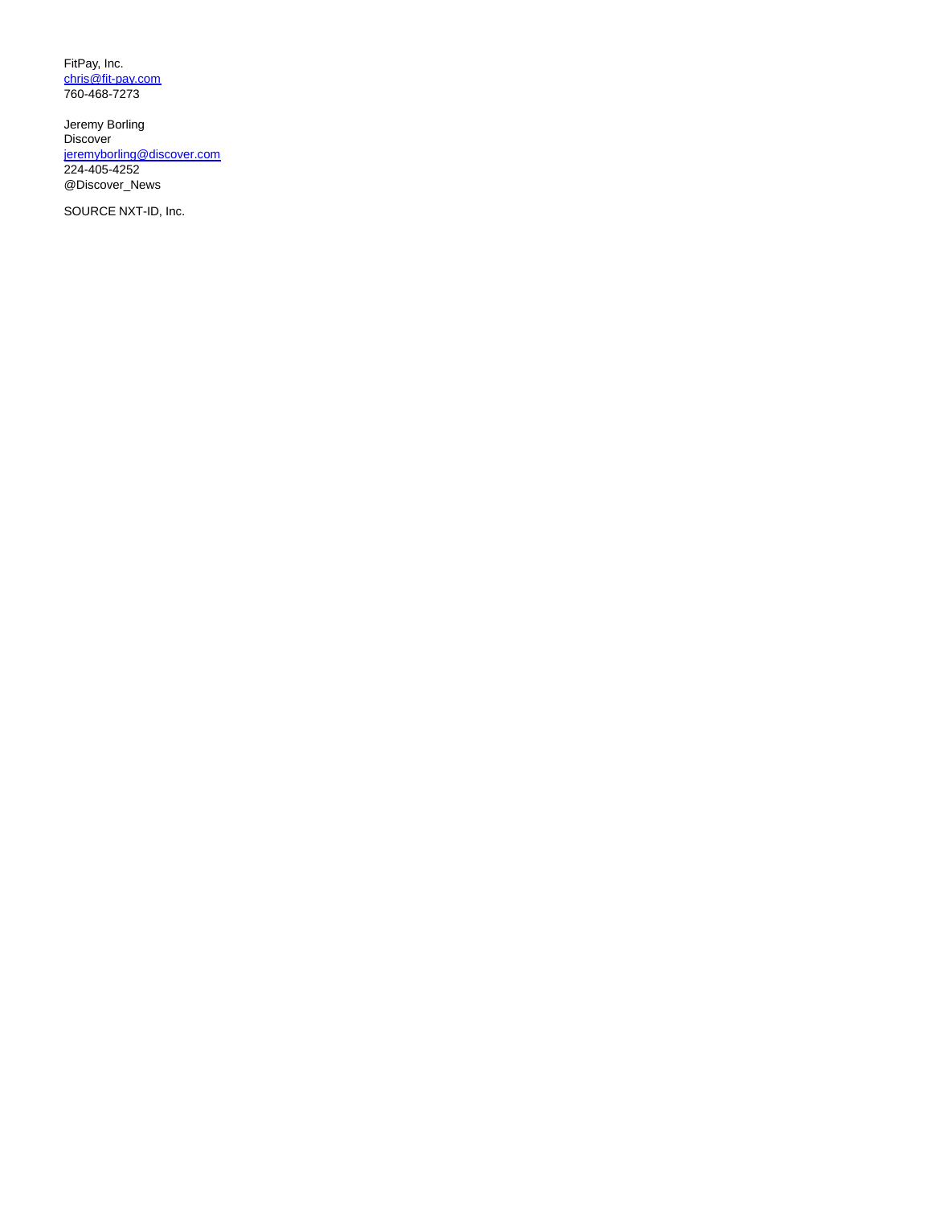FitPay, Inc.
chris@fit-pay.com
760-468-7273

Jeremy Borling
Discover
jeremyborling@discover.com
224-405-4252
@Discover_News

SOURCE NXT-ID, Inc.